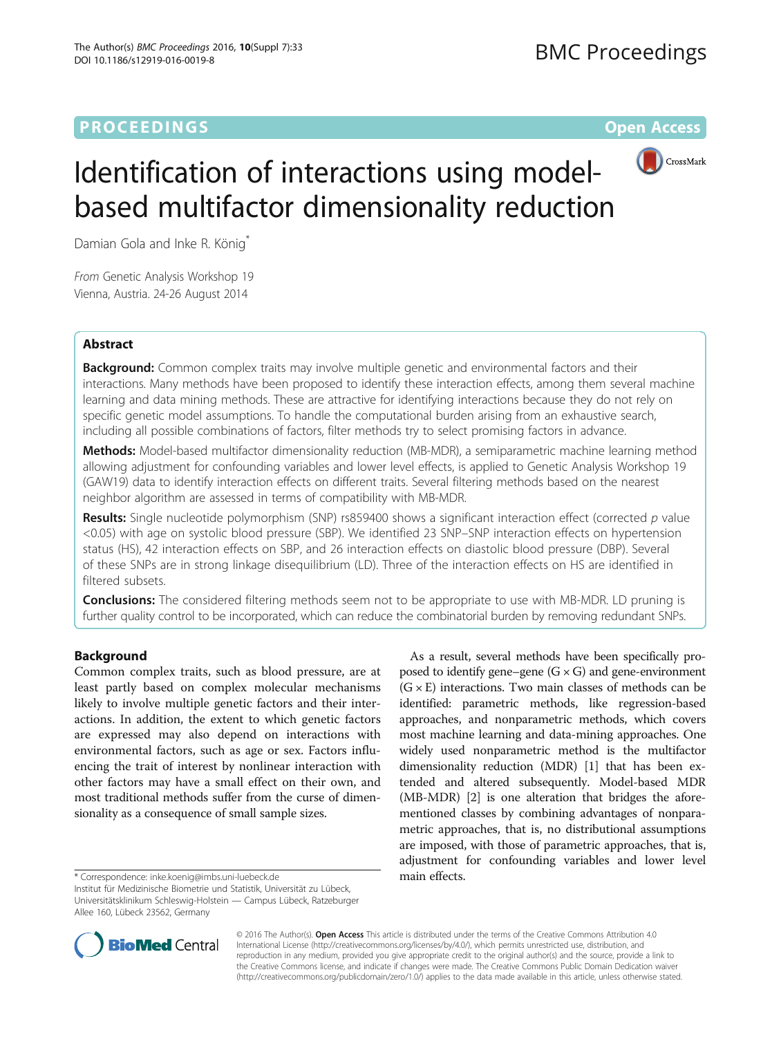PROCEEDINGS **Open Access**

# Identification of interactions using model-based multifactor dimensionality reduction

Damian Gola and Inke R. König*

*From* Genetic Analysis Workshop 19
Vienna, Austria. 24-26 August 2014

## Abstract

**Background:** Common complex traits may involve multiple genetic and environmental factors and their interactions. Many methods have been proposed to identify these interaction effects, among them several machine learning and data mining methods. These are attractive for identifying interactions because they do not rely on specific genetic model assumptions. To handle the computational burden arising from an exhaustive search, including all possible combinations of factors, filter methods try to select promising factors in advance.

**Methods:** Model-based multifactor dimensionality reduction (MB-MDR), a semiparametric machine learning method allowing adjustment for confounding variables and lower level effects, is applied to Genetic Analysis Workshop 19 (GAW19) data to identify interaction effects on different traits. Several filtering methods based on the nearest neighbor algorithm are assessed in terms of compatibility with MB-MDR.

**Results:** Single nucleotide polymorphism (SNP) rs859400 shows a significant interaction effect (corrected *p* value <0.05) with age on systolic blood pressure (SBP). We identified 23 SNP–SNP interaction effects on hypertension status (HS), 42 interaction effects on SBP, and 26 interaction effects on diastolic blood pressure (DBP). Several of these SNPs are in strong linkage disequilibrium (LD). Three of the interaction effects on HS are identified in filtered subsets.

**Conclusions:** The considered filtering methods seem not to be appropriate to use with MB-MDR. LD pruning is further quality control to be incorporated, which can reduce the combinatorial burden by removing redundant SNPs.

## Background

Common complex traits, such as blood pressure, are at least partly based on complex molecular mechanisms likely to involve multiple genetic factors and their interactions. In addition, the extent to which genetic factors are expressed may also depend on interactions with environmental factors, such as age or sex. Factors influencing the trait of interest by nonlinear interaction with other factors may have a small effect on their own, and most traditional methods suffer from the curse of dimensionality as a consequence of small sample sizes.

As a result, several methods have been specifically proposed to identify gene–gene (G × G) and gene-environment (G × E) interactions. Two main classes of methods can be identified: parametric methods, like regression-based approaches, and nonparametric methods, which covers most machine learning and data-mining approaches. One widely used nonparametric method is the multifactor dimensionality reduction (MDR) [1] that has been extended and altered subsequently. Model-based MDR (MB-MDR) [2] is one alteration that bridges the aforementioned classes by combining advantages of nonparametric approaches, that is, no distributional assumptions are imposed, with those of parametric approaches, that is, adjustment for confounding variables and lower level main effects.

\* Correspondence: inke.koenig@imbs.uni-luebeck.de
Institut für Medizinische Biometrie und Statistik, Universität zu Lübeck, Universitätsklinikum Schleswig-Holstein — Campus Lübeck, Ratzeburger Allee 160, Lübeck 23562, Germany

© 2016 The Author(s). **Open Access** This article is distributed under the terms of the Creative Commons Attribution 4.0 International License (http://creativecommons.org/licenses/by/4.0/), which permits unrestricted use, distribution, and reproduction in any medium, provided you give appropriate credit to the original author(s) and the source, provide a link to the Creative Commons license, and indicate if changes were made. The Creative Commons Public Domain Dedication waiver (http://creativecommons.org/publicdomain/zero/1.0/) applies to the data made available in this article, unless otherwise stated.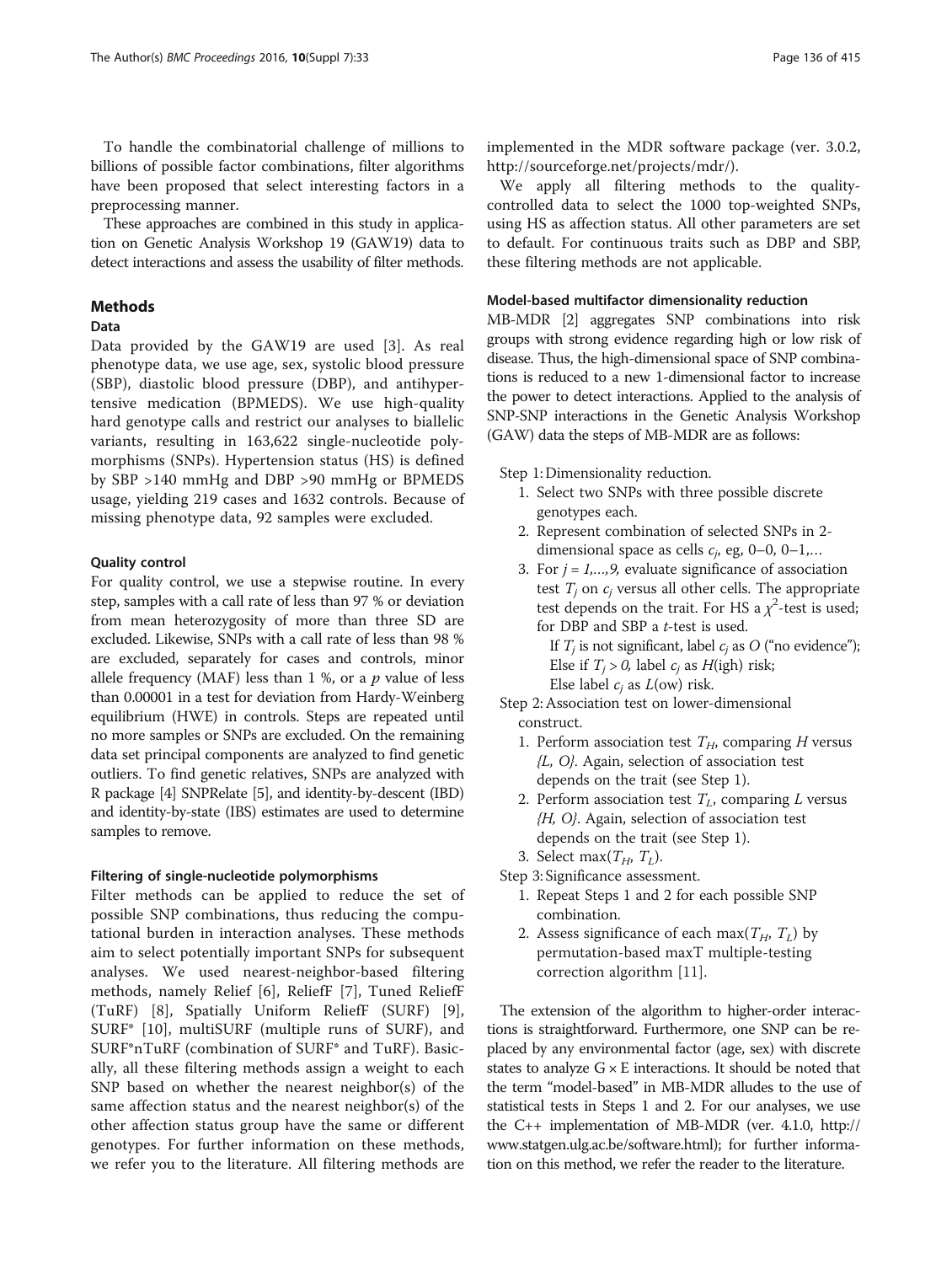To handle the combinatorial challenge of millions to billions of possible factor combinations, filter algorithms have been proposed that select interesting factors in a preprocessing manner.

These approaches are combined in this study in application on Genetic Analysis Workshop 19 (GAW19) data to detect interactions and assess the usability of filter methods.

## Methods

### Data

Data provided by the GAW19 are used [3]. As real phenotype data, we use age, sex, systolic blood pressure (SBP), diastolic blood pressure (DBP), and antihypertensive medication (BPMEDS). We use high-quality hard genotype calls and restrict our analyses to biallelic variants, resulting in 163,622 single-nucleotide polymorphisms (SNPs). Hypertension status (HS) is defined by SBP >140 mmHg and DBP >90 mmHg or BPMEDS usage, yielding 219 cases and 1632 controls. Because of missing phenotype data, 92 samples were excluded.

#### Quality control

For quality control, we use a stepwise routine. In every step, samples with a call rate of less than 97 % or deviation from mean heterozygosity of more than three SD are excluded. Likewise, SNPs with a call rate of less than 98 % are excluded, separately for cases and controls, minor allele frequency (MAF) less than 1 %, or a $p$ value of less than 0.00001 in a test for deviation from Hardy-Weinberg equilibrium (HWE) in controls. Steps are repeated until no more samples or SNPs are excluded. On the remaining data set principal components are analyzed to find genetic outliers. To find genetic relatives, SNPs are analyzed with R package [4] SNPRelate [5], and identity-by-descent (IBD) and identity-by-state (IBS) estimates are used to determine samples to remove.

#### Filtering of single-nucleotide polymorphisms

Filter methods can be applied to reduce the set of possible SNP combinations, thus reducing the computational burden in interaction analyses. These methods aim to select potentially important SNPs for subsequent analyses. We used nearest-neighbor-based filtering methods, namely Relief [6], ReliefF [7], Tuned ReliefF (TuRF) [8], Spatially Uniform ReliefF (SURF) [9], SURF* [10], multiSURF (multiple runs of SURF), and SURF*nTuRF (combination of SURF* and TuRF). Basically, all these filtering methods assign a weight to each SNP based on whether the nearest neighbor(s) of the same affection status and the nearest neighbor(s) of the other affection status group have the same or different genotypes. For further information on these methods, we refer you to the literature. All filtering methods are implemented in the MDR software package (ver. 3.0.2, http://sourceforge.net/projects/mdr/).

We apply all filtering methods to the quality-controlled data to select the 1000 top-weighted SNPs, using HS as affection status. All other parameters are set to default. For continuous traits such as DBP and SBP, these filtering methods are not applicable.

#### Model-based multifactor dimensionality reduction

MB-MDR [2] aggregates SNP combinations into risk groups with strong evidence regarding high or low risk of disease. Thus, the high-dimensional space of SNP combinations is reduced to a new 1-dimensional factor to increase the power to detect interactions. Applied to the analysis of SNP-SNP interactions in the Genetic Analysis Workshop (GAW) data the steps of MB-MDR are as follows:

Step 1: Dimensionality reduction.

1. Select two SNPs with three possible discrete genotypes each.
2. Represent combination of selected SNPs in 2-dimensional space as cells $c_j$, eg, 0–0, 0–1,…
3. For $j = 1,\ldots,9$, evaluate significance of association test $T_j$ on $c_j$ versus all other cells. The appropriate test depends on the trait. For HS a $\chi^2$-test is used; for DBP and SBP a $t$-test is used.
   If $T_j$ is not significant, label $c_j$ as $O$ ("no evidence");
   Else if $T_j > 0$, label $c_j$ as $H$(igh) risk;
   Else label $c_j$ as $L$(ow) risk.

Step 2: Association test on lower-dimensional construct.

1. Perform association test $T_H$, comparing $H$ versus $\{L, O\}$. Again, selection of association test depends on the trait (see Step 1).
2. Perform association test $T_L$, comparing $L$ versus $\{H, O\}$. Again, selection of association test depends on the trait (see Step 1).
3. Select $\max(T_H, T_L)$.

Step 3: Significance assessment.

1. Repeat Steps 1 and 2 for each possible SNP combination.
2. Assess significance of each $\max(T_H, T_L)$ by permutation-based maxT multiple-testing correction algorithm [11].

The extension of the algorithm to higher-order interactions is straightforward. Furthermore, one SNP can be replaced by any environmental factor (age, sex) with discrete states to analyze G × E interactions. It should be noted that the term "model-based" in MB-MDR alludes to the use of statistical tests in Steps 1 and 2. For our analyses, we use the C++ implementation of MB-MDR (ver. 4.1.0, http://www.statgen.ulg.ac.be/software.html); for further information on this method, we refer the reader to the literature.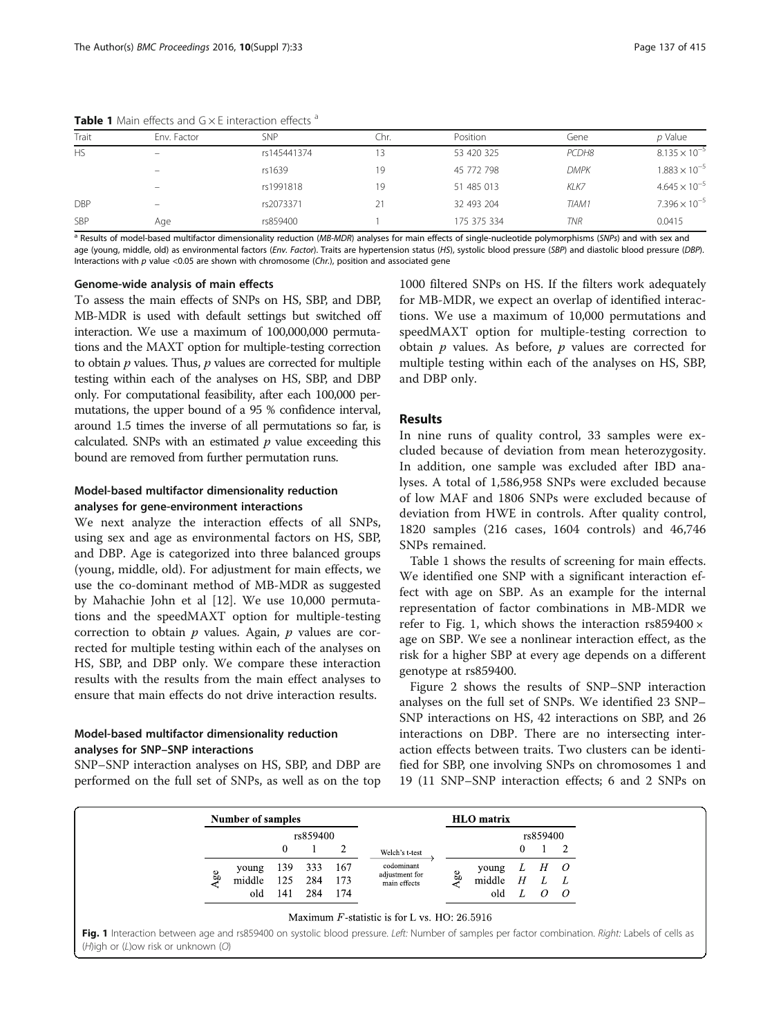**Table 1** Main effects and G × E interaction effects [a]

| Trait | Env. Factor | SNP | Chr. | Position | Gene | *p* Value |
|---|---|---|---|---|---|---|
| HS | – | rs145441374 | 13 | 53 420 325 | *PCDH8* | $8.135 \times 10^{-5}$ |
| | – | rs1639 | 19 | 45 772 798 | *DMPK* | $1.883 \times 10^{-5}$ |
| | – | rs1991818 | 19 | 51 485 013 | *KLK7* | $4.645 \times 10^{-5}$ |
| DBP | – | rs2073371 | 21 | 32 493 204 | *TIAM1* | $7.396 \times 10^{-5}$ |
| SBP | Age | rs859400 | 1 | 175 375 334 | *TNR* | 0.0415 |

[a] Results of model-based multifactor dimensionality reduction (*MB-MDR*) analyses for main effects of single-nucleotide polymorphisms (*SNPs*) and with sex and age (young, middle, old) as environmental factors (*Env. Factor*). Traits are hypertension status (*HS*), systolic blood pressure (*SBP*) and diastolic blood pressure (*DBP*). Interactions with *p* value <0.05 are shown with chromosome (*Chr.*), position and associated gene

### Genome-wide analysis of main effects

To assess the main effects of SNPs on HS, SBP, and DBP, MB-MDR is used with default settings but switched off interaction. We use a maximum of 100,000,000 permutations and the MAXT option for multiple-testing correction to obtain *p* values. Thus, *p* values are corrected for multiple testing within each of the analyses on HS, SBP, and DBP only. For computational feasibility, after each 100,000 permutations, the upper bound of a 95 % confidence interval, around 1.5 times the inverse of all permutations so far, is calculated. SNPs with an estimated *p* value exceeding this bound are removed from further permutation runs.

### Model-based multifactor dimensionality reduction analyses for gene-environment interactions

We next analyze the interaction effects of all SNPs, using sex and age as environmental factors on HS, SBP, and DBP. Age is categorized into three balanced groups (young, middle, old). For adjustment for main effects, we use the co-dominant method of MB-MDR as suggested by Mahachie John et al [12]. We use 10,000 permutations and the speedMAXT option for multiple-testing correction to obtain *p* values. Again, *p* values are corrected for multiple testing within each of the analyses on HS, SBP, and DBP only. We compare these interaction results with the results from the main effect analyses to ensure that main effects do not drive interaction results.

### Model-based multifactor dimensionality reduction analyses for SNP–SNP interactions

SNP–SNP interaction analyses on HS, SBP, and DBP are performed on the full set of SNPs, as well as on the top 1000 filtered SNPs on HS. If the filters work adequately for MB-MDR, we expect an overlap of identified interactions. We use a maximum of 10,000 permutations and speedMAXT option for multiple-testing correction to obtain *p* values. As before, *p* values are corrected for multiple testing within each of the analyses on HS, SBP, and DBP only.

## Results

In nine runs of quality control, 33 samples were excluded because of deviation from mean heterozygosity. In addition, one sample was excluded after IBD analyses. A total of 1,586,958 SNPs were excluded because of low MAF and 1806 SNPs were excluded because of deviation from HWE in controls. After quality control, 1820 samples (216 cases, 1604 controls) and 46,746 SNPs remained.

Table 1 shows the results of screening for main effects. We identified one SNP with a significant interaction effect with age on SBP. As an example for the internal representation of factor combinations in MB-MDR we refer to Fig. 1, which shows the interaction rs859400 × age on SBP. We see a nonlinear interaction effect, as the risk for a higher SBP at every age depends on a different genotype at rs859400.

Figure 2 shows the results of SNP–SNP interaction analyses on the full set of SNPs. We identified 23 SNP–SNP interactions on HS, 42 interactions on SBP, and 26 interactions on DBP. There are no intersecting interaction effects between traits. Two clusters can be identified for SBP, one involving SNPs on chromosomes 1 and 19 (11 SNP–SNP interaction effects; 6 and 2 SNPs on

**Number of samples**

| Age \ rs859400 | 0 | 1 | 2 |
|---|---|---|---|
| young | 139 | 333 | 167 |
| middle | 125 | 284 | 173 |
| old | 141 | 284 | 174 |

Welch's t-test → codominant adjustment for main effects

**HLO matrix**

| Age \ rs859400 | 0 | 1 | 2 |
|---|---|---|---|
| young | *L* | *H* | *O* |
| middle | *H* | *L* | *L* |
| old | *L* | *O* | *O* |

Maximum *F*-statistic is for L vs. HO: 26.5916

**Fig. 1** Interaction between age and rs859400 on systolic blood pressure. *Left:* Number of samples per factor combination. *Right:* Labels of cells as (*H*)igh or (*L*)ow risk or unknown (*O*)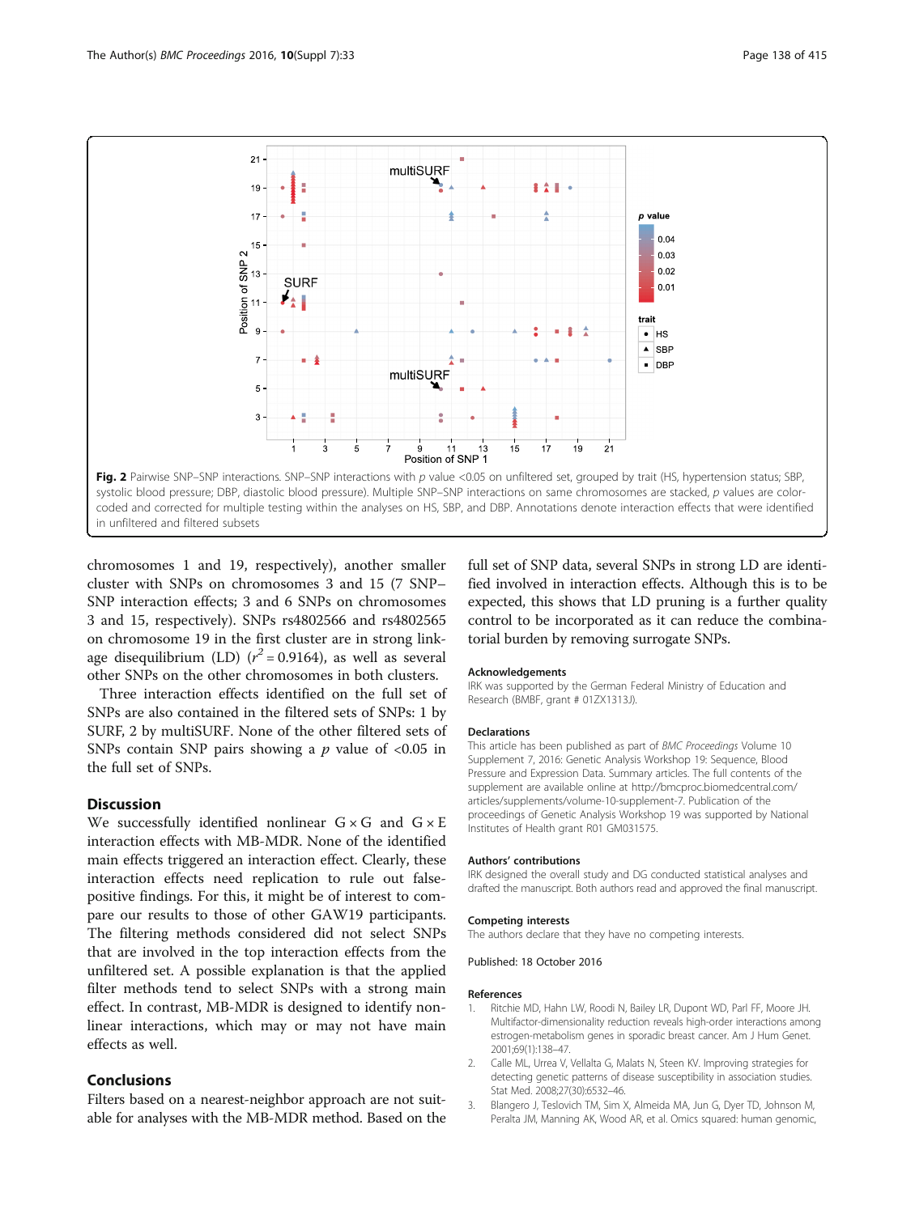**Fig. 2** Pairwise SNP–SNP interactions. SNP–SNP interactions with *p* value <0.05 on unfiltered set, grouped by trait (HS, hypertension status; SBP, systolic blood pressure; DBP, diastolic blood pressure). Multiple SNP–SNP interactions on same chromosomes are stacked, *p* values are color-coded and corrected for multiple testing within the analyses on HS, SBP, and DBP. Annotations denote interaction effects that were identified in unfiltered and filtered subsets

chromosomes 1 and 19, respectively), another smaller cluster with SNPs on chromosomes 3 and 15 (7 SNP–SNP interaction effects; 3 and 6 SNPs on chromosomes 3 and 15, respectively). SNPs rs4802566 and rs4802565 on chromosome 19 in the first cluster are in strong linkage disequilibrium (LD) ($r^2 = 0.9164$), as well as several other SNPs on the other chromosomes in both clusters.

Three interaction effects identified on the full set of SNPs are also contained in the filtered sets of SNPs: 1 by SURF, 2 by multiSURF. None of the other filtered sets of SNPs contain SNP pairs showing a $p$ value of <0.05 in the full set of SNPs.

## Discussion

We successfully identified nonlinear $G \times G$ and $G \times E$ interaction effects with MB-MDR. None of the identified main effects triggered an interaction effect. Clearly, these interaction effects need replication to rule out false-positive findings. For this, it might be of interest to compare our results to those of other GAW19 participants. The filtering methods considered did not select SNPs that are involved in the top interaction effects from the unfiltered set. A possible explanation is that the applied filter methods tend to select SNPs with a strong main effect. In contrast, MB-MDR is designed to identify nonlinear interactions, which may or may not have main effects as well.

## Conclusions

Filters based on a nearest-neighbor approach are not suitable for analyses with the MB-MDR method. Based on the full set of SNP data, several SNPs in strong LD are identified involved in interaction effects. Although this is to be expected, this shows that LD pruning is a further quality control to be incorporated as it can reduce the combinatorial burden by removing surrogate SNPs.

### Acknowledgements

IRK was supported by the German Federal Ministry of Education and Research (BMBF, grant # 01ZX1313J).

### Declarations

This article has been published as part of *BMC Proceedings* Volume 10 Supplement 7, 2016: Genetic Analysis Workshop 19: Sequence, Blood Pressure and Expression Data. Summary articles. The full contents of the supplement are available online at http://bmcproc.biomedcentral.com/articles/supplements/volume-10-supplement-7. Publication of the proceedings of Genetic Analysis Workshop 19 was supported by National Institutes of Health grant R01 GM031575.

### Authors' contributions

IRK designed the overall study and DG conducted statistical analyses and drafted the manuscript. Both authors read and approved the final manuscript.

### Competing interests

The authors declare that they have no competing interests.

Published: 18 October 2016

### References

1. Ritchie MD, Hahn LW, Roodi N, Bailey LR, Dupont WD, Parl FF, Moore JH. Multifactor-dimensionality reduction reveals high-order interactions among estrogen-metabolism genes in sporadic breast cancer. Am J Hum Genet. 2001;69(1):138–47.
2. Calle ML, Urrea V, Vellalta G, Malats N, Steen KV. Improving strategies for detecting genetic patterns of disease susceptibility in association studies. Stat Med. 2008;27(30):6532–46.
3. Blangero J, Teslovich TM, Sim X, Almeida MA, Jun G, Dyer TD, Johnson M, Peralta JM, Manning AK, Wood AR, et al. Omics squared: human genomic,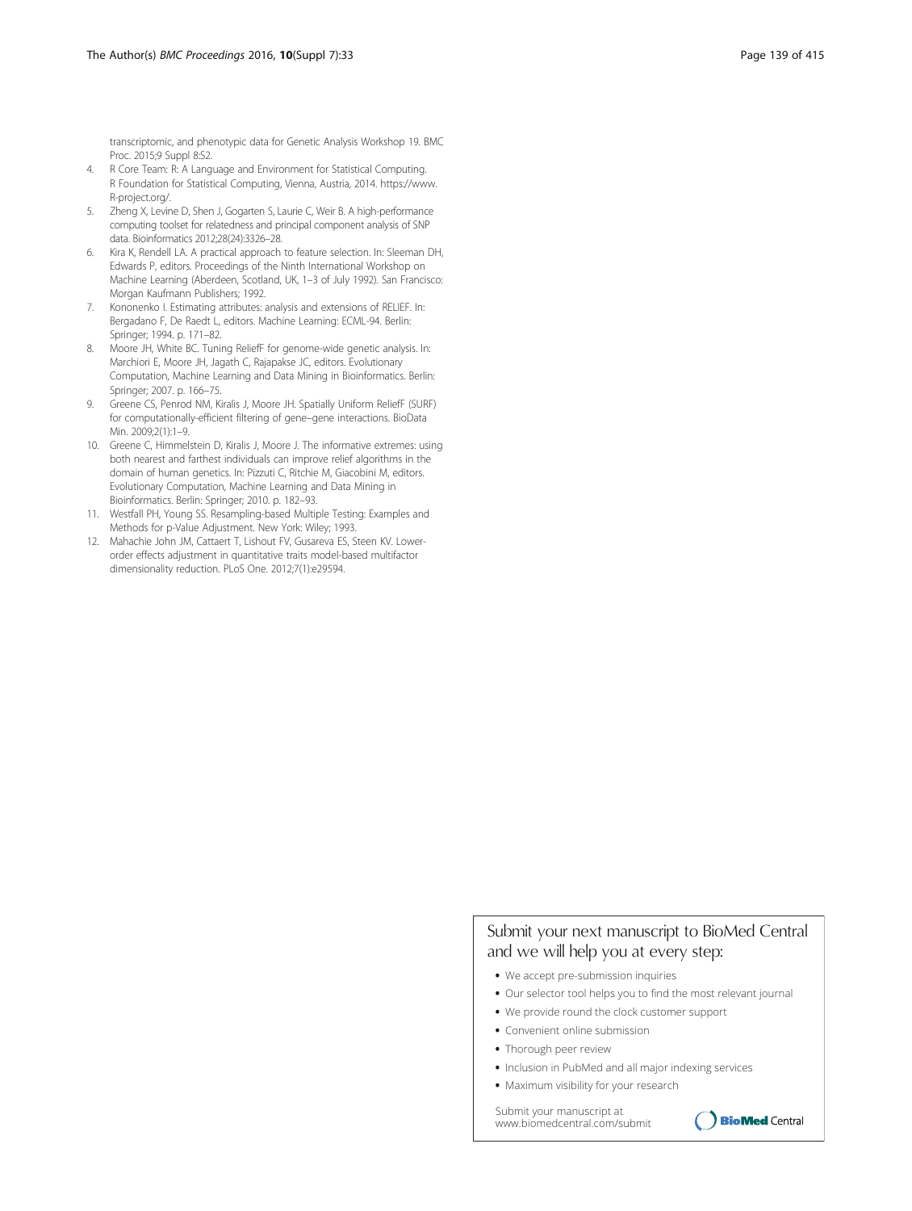transcriptomic, and phenotypic data for Genetic Analysis Workshop 19. BMC Proc. 2015;9 Suppl 8:S2.

4. R Core Team: R: A Language and Environment for Statistical Computing. R Foundation for Statistical Computing, Vienna, Austria, 2014. https://www.R-project.org/.
5. Zheng X, Levine D, Shen J, Gogarten S, Laurie C, Weir B. A high-performance computing toolset for relatedness and principal component analysis of SNP data. Bioinformatics 2012;28(24):3326–28.
6. Kira K, Rendell LA. A practical approach to feature selection. In: Sleeman DH, Edwards P, editors. Proceedings of the Ninth International Workshop on Machine Learning (Aberdeen, Scotland, UK, 1–3 of July 1992). San Francisco: Morgan Kaufmann Publishers; 1992.
7. Kononenko I. Estimating attributes: analysis and extensions of RELIEF. In: Bergadano F, De Raedt L, editors. Machine Learning: ECML-94. Berlin: Springer; 1994. p. 171–82.
8. Moore JH, White BC. Tuning ReliefF for genome-wide genetic analysis. In: Marchiori E, Moore JH, Jagath C, Rajapakse JC, editors. Evolutionary Computation, Machine Learning and Data Mining in Bioinformatics. Berlin: Springer; 2007. p. 166–75.
9. Greene CS, Penrod NM, Kiralis J, Moore JH. Spatially Uniform ReliefF (SURF) for computationally-efficient filtering of gene–gene interactions. BioData Min. 2009;2(1):1–9.
10. Greene C, Himmelstein D, Kiralis J, Moore J. The informative extremes: using both nearest and farthest individuals can improve relief algorithms in the domain of human genetics. In: Pizzuti C, Ritchie M, Giacobini M, editors. Evolutionary Computation, Machine Learning and Data Mining in Bioinformatics. Berlin: Springer; 2010. p. 182–93.
11. Westfall PH, Young SS. Resampling-based Multiple Testing: Examples and Methods for p-Value Adjustment. New York: Wiley; 1993.
12. Mahachie John JM, Cattaert T, Lishout FV, Gusareva ES, Steen KV. Lower-order effects adjustment in quantitative traits model-based multifactor dimensionality reduction. PLoS One. 2012;7(1):e29594.

Submit your next manuscript to BioMed Central and we will help you at every step:

- We accept pre-submission inquiries
- Our selector tool helps you to find the most relevant journal
- We provide round the clock customer support
- Convenient online submission
- Thorough peer review
- Inclusion in PubMed and all major indexing services
- Maximum visibility for your research

Submit your manuscript at
www.biomedcentral.com/submit

BioMed Central